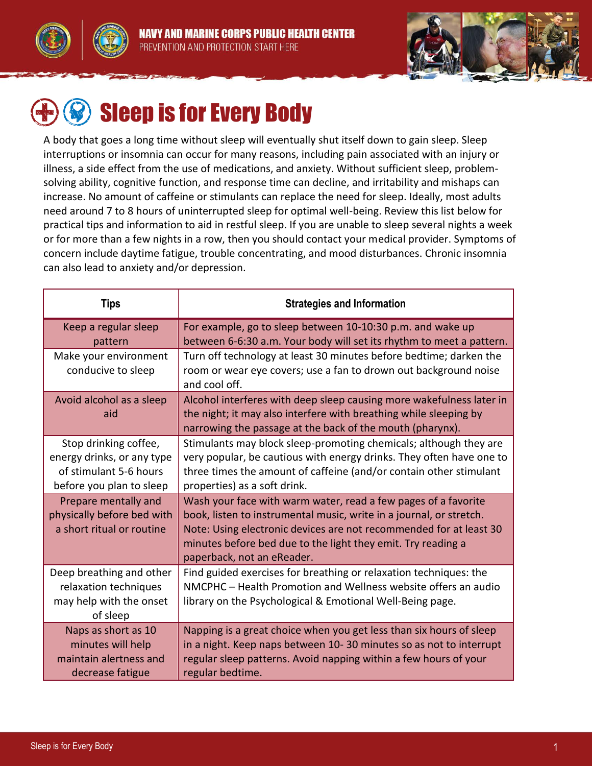NAVY AND MARINE CORPS PUBLIC HEALTH CENTER

PREVENTION AND PROTECTION START HERE

# Sleep is for Every Body

A body that goes a long time without sleep will eventually shut itself down to gain sleep. Sleep interruptions or insomnia can occur for many reasons, including pain associated with an injury or illness, a side effect from the use of medications, and anxiety. Without sufficient sleep, problem-solving ability, cognitive function, and response time can decline, and irritability and mishaps can increase. No amount of caffeine or stimulants can replace the need for sleep. Ideally, most adults need around 7 to 8 hours of uninterrupted sleep for optimal well-being. Review this list below for practical tips and information to aid in restful sleep. If you are unable to sleep several nights a week or for more than a few nights in a row, then you should contact your medical provider. Symptoms of concern include daytime fatigue, trouble concentrating, and mood disturbances. Chronic insomnia can also lead to anxiety and/or depression.

| Tips | Strategies and Information |
|---|---|
| Keep a regular sleep pattern | For example, go to sleep between 10-10:30 p.m. and wake up between 6-6:30 a.m. Your body will set its rhythm to meet a pattern. |
| Make your environment conducive to sleep | Turn off technology at least 30 minutes before bedtime; darken the room or wear eye covers; use a fan to drown out background noise and cool off. |
| Avoid alcohol as a sleep aid | Alcohol interferes with deep sleep causing more wakefulness later in the night; it may also interfere with breathing while sleeping by narrowing the passage at the back of the mouth (pharynx). |
| Stop drinking coffee, energy drinks, or any type of stimulant 5-6 hours before you plan to sleep | Stimulants may block sleep-promoting chemicals; although they are very popular, be cautious with energy drinks. They often have one to three times the amount of caffeine (and/or contain other stimulant properties) as a soft drink. |
| Prepare mentally and physically before bed with a short ritual or routine | Wash your face with warm water, read a few pages of a favorite book, listen to instrumental music, write in a journal, or stretch. Note: Using electronic devices are not recommended for at least 30 minutes before bed due to the light they emit. Try reading a paperback, not an eReader. |
| Deep breathing and other relaxation techniques may help with the onset of sleep | Find guided exercises for breathing or relaxation techniques: the NMCPHC – Health Promotion and Wellness website offers an audio library on the Psychological & Emotional Well-Being page. |
| Naps as short as 10 minutes will help maintain alertness and decrease fatigue | Napping is a great choice when you get less than six hours of sleep in a night. Keep naps between 10- 30 minutes so as not to interrupt regular sleep patterns. Avoid napping within a few hours of your regular bedtime. |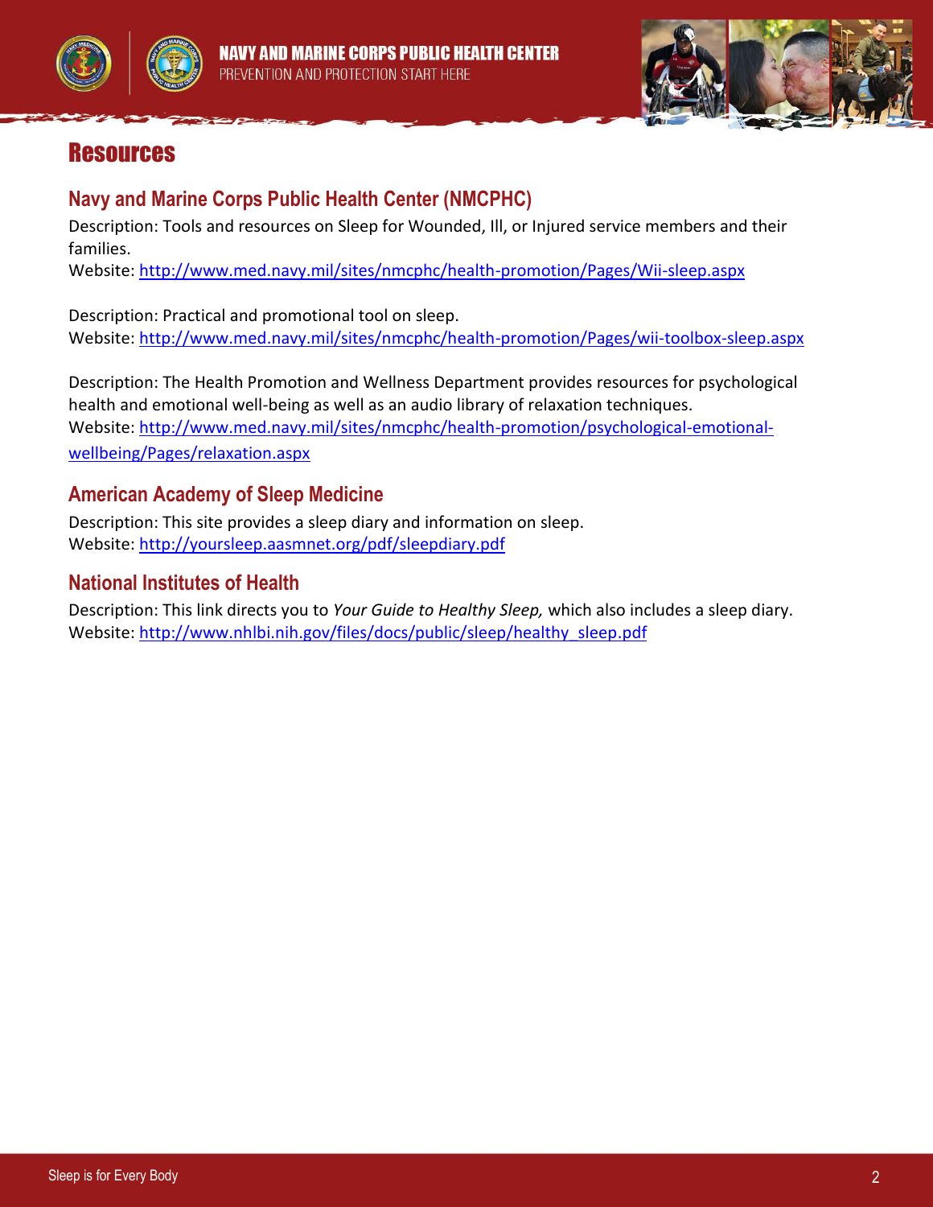# Resources

## Navy and Marine Corps Public Health Center (NMCPHC)

Description: Tools and resources on Sleep for Wounded, Ill, or Injured service members and their families.
Website: http://www.med.navy.mil/sites/nmcphc/health-promotion/Pages/Wii-sleep.aspx

Description: Practical and promotional tool on sleep.
Website: http://www.med.navy.mil/sites/nmcphc/health-promotion/Pages/wii-toolbox-sleep.aspx

Description: The Health Promotion and Wellness Department provides resources for psychological health and emotional well-being as well as an audio library of relaxation techniques.
Website: http://www.med.navy.mil/sites/nmcphc/health-promotion/psychological-emotional-wellbeing/Pages/relaxation.aspx

## American Academy of Sleep Medicine

Description: This site provides a sleep diary and information on sleep.
Website: http://yoursleep.aasmnet.org/pdf/sleepdiary.pdf

## National Institutes of Health

Description: This link directs you to *Your Guide to Healthy Sleep,* which also includes a sleep diary.
Website: http://www.nhlbi.nih.gov/files/docs/public/sleep/healthy_sleep.pdf